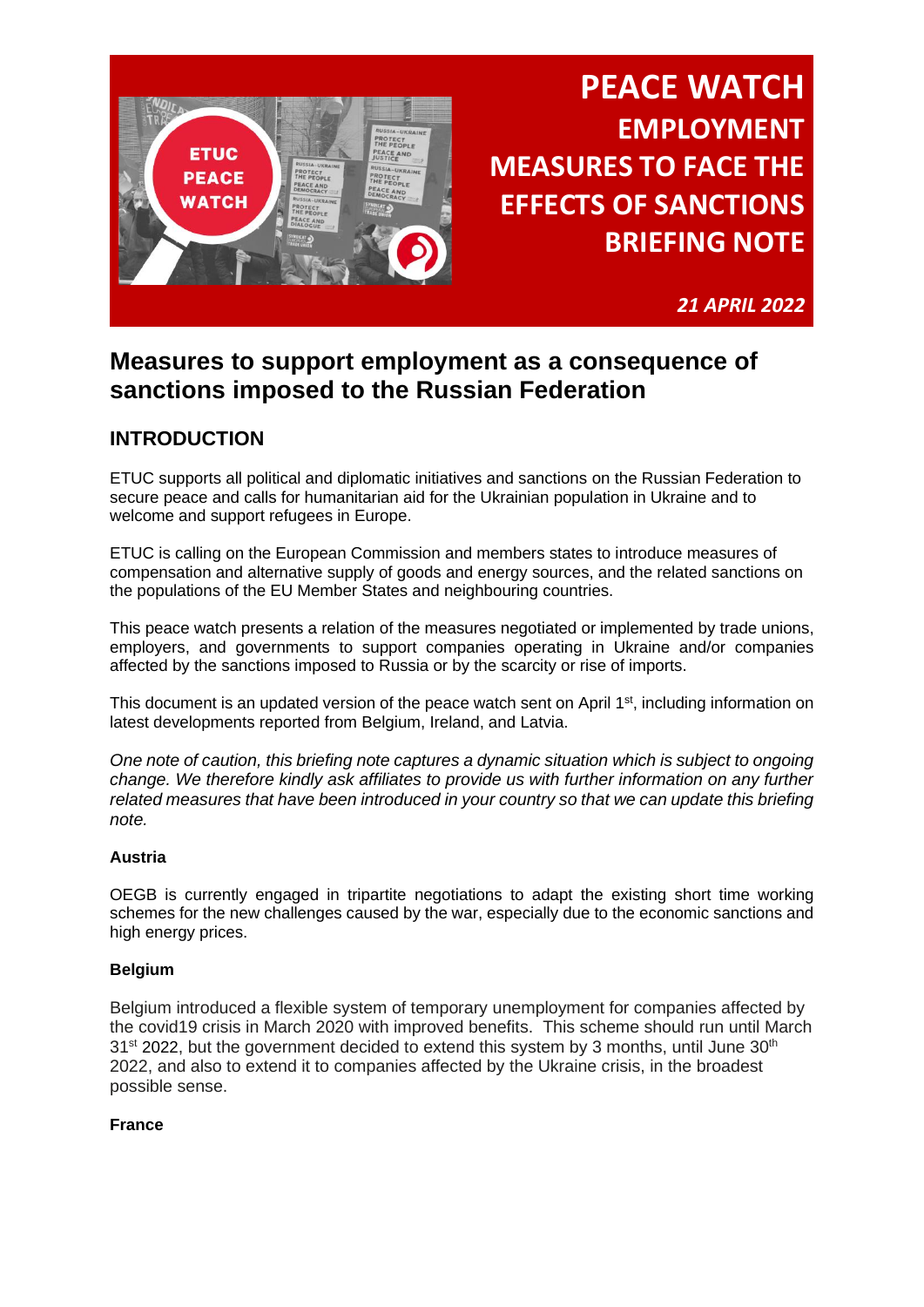# PEACE WATCH

## EMPLOYMENT MEASURES TO FACE THE EFFECTS OF SANCTIONS BRIEFING NOTE

***21 APRIL 2022***

# Measures to support employment as a consequence of sanctions imposed to the Russian Federation

## INTRODUCTION

ETUC supports all political and diplomatic initiatives and sanctions on the Russian Federation to secure peace and calls for humanitarian aid for the Ukrainian population in Ukraine and to welcome and support refugees in Europe.

ETUC is calling on the European Commission and members states to introduce measures of compensation and alternative supply of goods and energy sources, and the related sanctions on the populations of the EU Member States and neighbouring countries.

This peace watch presents a relation of the measures negotiated or implemented by trade unions, employers, and governments to support companies operating in Ukraine and/or companies affected by the sanctions imposed to Russia or by the scarcity or rise of imports.

This document is an updated version of the peace watch sent on April 1st, including information on latest developments reported from Belgium, Ireland, and Latvia.

*One note of caution, this briefing note captures a dynamic situation which is subject to ongoing change. We therefore kindly ask affiliates to provide us with further information on any further related measures that have been introduced in your country so that we can update this briefing note.*

**Austria**

OEGB is currently engaged in tripartite negotiations to adapt the existing short time working schemes for the new challenges caused by the war, especially due to the economic sanctions and high energy prices.

**Belgium**

Belgium introduced a flexible system of temporary unemployment for companies affected by the covid19 crisis in March 2020 with improved benefits. This scheme should run until March 31st 2022, but the government decided to extend this system by 3 months, until June 30th 2022, and also to extend it to companies affected by the Ukraine crisis, in the broadest possible sense.

**France**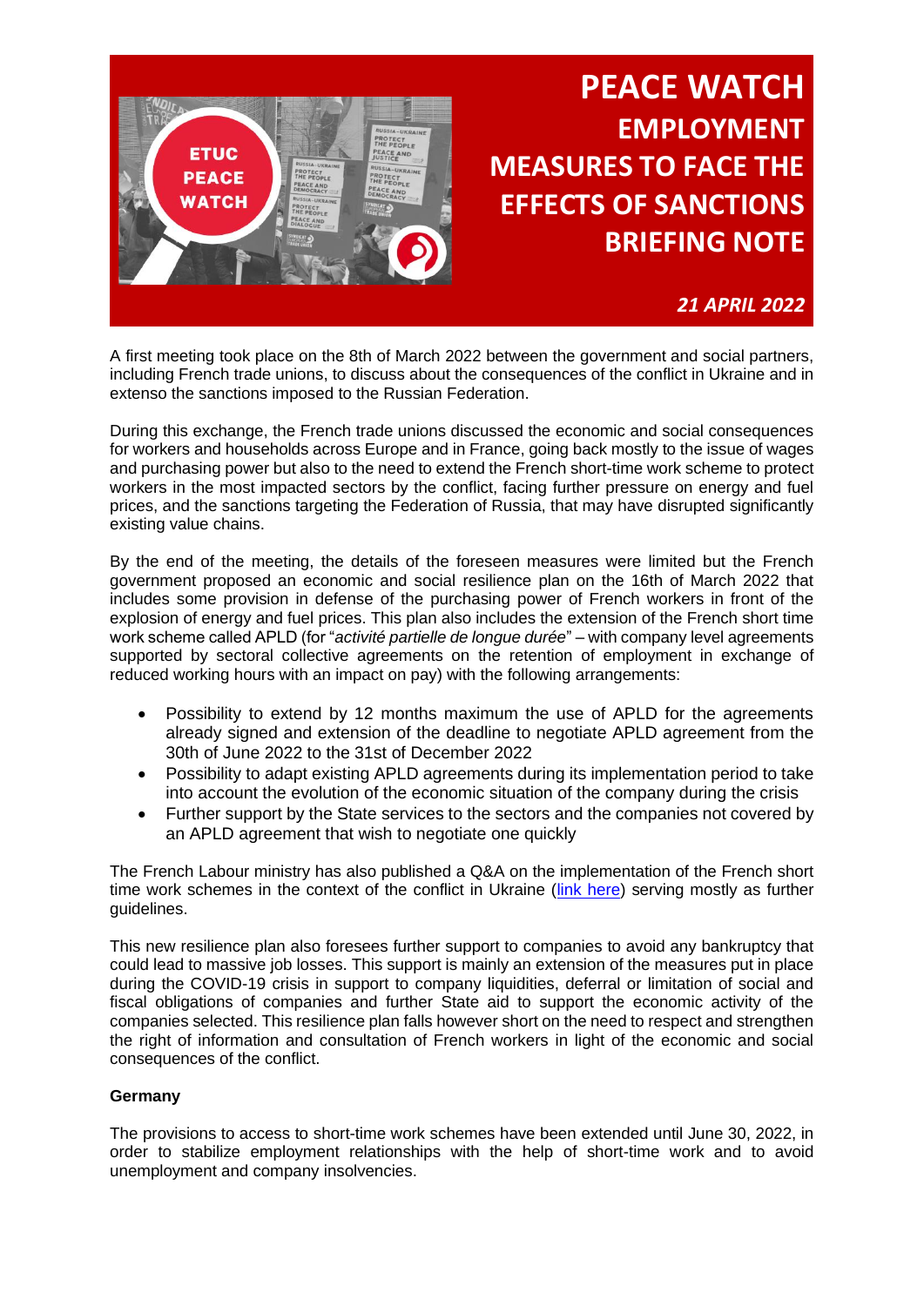# PEACE WATCH

## EMPLOYMENT MEASURES TO FACE THE EFFECTS OF SANCTIONS BRIEFING NOTE

***21 APRIL 2022***

A first meeting took place on the 8th of March 2022 between the government and social partners, including French trade unions, to discuss about the consequences of the conflict in Ukraine and in extenso the sanctions imposed to the Russian Federation.

During this exchange, the French trade unions discussed the economic and social consequences for workers and households across Europe and in France, going back mostly to the issue of wages and purchasing power but also to the need to extend the French short-time work scheme to protect workers in the most impacted sectors by the conflict, facing further pressure on energy and fuel prices, and the sanctions targeting the Federation of Russia, that may have disrupted significantly existing value chains.

By the end of the meeting, the details of the foreseen measures were limited but the French government proposed an economic and social resilience plan on the 16th of March 2022 that includes some provision in defense of the purchasing power of French workers in front of the explosion of energy and fuel prices. This plan also includes the extension of the French short time work scheme called APLD (for "*activité partielle de longue durée*" – with company level agreements supported by sectoral collective agreements on the retention of employment in exchange of reduced working hours with an impact on pay) with the following arrangements:

- Possibility to extend by 12 months maximum the use of APLD for the agreements already signed and extension of the deadline to negotiate APLD agreement from the 30th of June 2022 to the 31st of December 2022
- Possibility to adapt existing APLD agreements during its implementation period to take into account the evolution of the economic situation of the company during the crisis
- Further support by the State services to the sectors and the companies not covered by an APLD agreement that wish to negotiate one quickly

The French Labour ministry has also published a Q&A on the implementation of the French short time work schemes in the context of the conflict in Ukraine (link here) serving mostly as further guidelines.

This new resilience plan also foresees further support to companies to avoid any bankruptcy that could lead to massive job losses. This support is mainly an extension of the measures put in place during the COVID-19 crisis in support to company liquidities, deferral or limitation of social and fiscal obligations of companies and further State aid to support the economic activity of the companies selected. This resilience plan falls however short on the need to respect and strengthen the right of information and consultation of French workers in light of the economic and social consequences of the conflict.

**Germany**

The provisions to access to short-time work schemes have been extended until June 30, 2022, in order to stabilize employment relationships with the help of short-time work and to avoid unemployment and company insolvencies.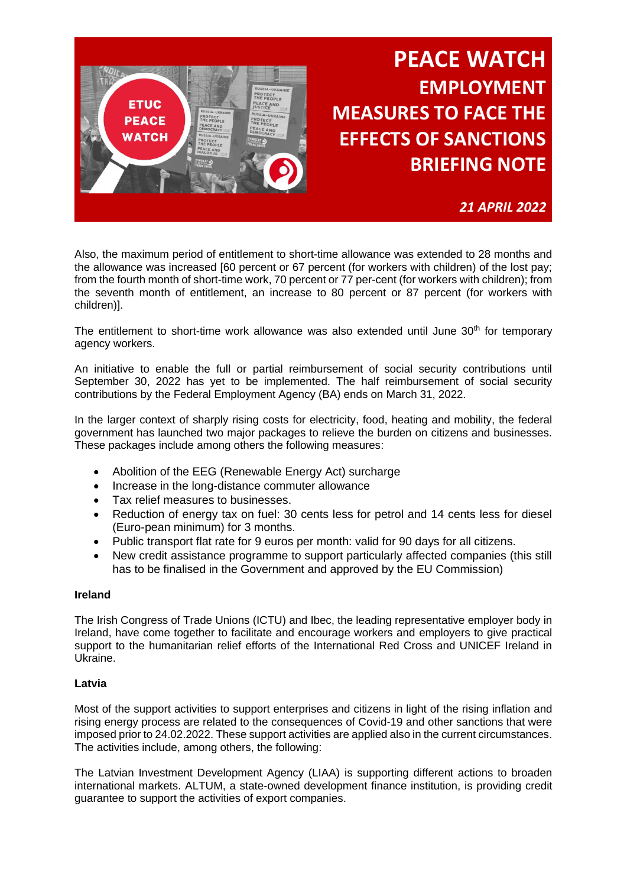Also, the maximum period of entitlement to short-time allowance was extended to 28 months and the allowance was increased [60 percent or 67 percent (for workers with children) of the lost pay; from the fourth month of short-time work, 70 percent or 77 per-cent (for workers with children); from the seventh month of entitlement, an increase to 80 percent or 87 percent (for workers with children)].

The entitlement to short-time work allowance was also extended until June 30th for temporary agency workers.

An initiative to enable the full or partial reimbursement of social security contributions until September 30, 2022 has yet to be implemented. The half reimbursement of social security contributions by the Federal Employment Agency (BA) ends on March 31, 2022.

In the larger context of sharply rising costs for electricity, food, heating and mobility, the federal government has launched two major packages to relieve the burden on citizens and businesses. These packages include among others the following measures:

- Abolition of the EEG (Renewable Energy Act) surcharge
- Increase in the long-distance commuter allowance
- Tax relief measures to businesses.
- Reduction of energy tax on fuel: 30 cents less for petrol and 14 cents less for diesel (Euro-pean minimum) for 3 months.
- Public transport flat rate for 9 euros per month: valid for 90 days for all citizens.
- New credit assistance programme to support particularly affected companies (this still has to be finalised in the Government and approved by the EU Commission)

**Ireland**

The Irish Congress of Trade Unions (ICTU) and Ibec, the leading representative employer body in Ireland, have come together to facilitate and encourage workers and employers to give practical support to the humanitarian relief efforts of the International Red Cross and UNICEF Ireland in Ukraine.

**Latvia**

Most of the support activities to support enterprises and citizens in light of the rising inflation and rising energy process are related to the consequences of Covid-19 and other sanctions that were imposed prior to 24.02.2022. These support activities are applied also in the current circumstances. The activities include, among others, the following:

The Latvian Investment Development Agency (LIAA) is supporting different actions to broaden international markets. ALTUM, a state-owned development finance institution, is providing credit guarantee to support the activities of export companies.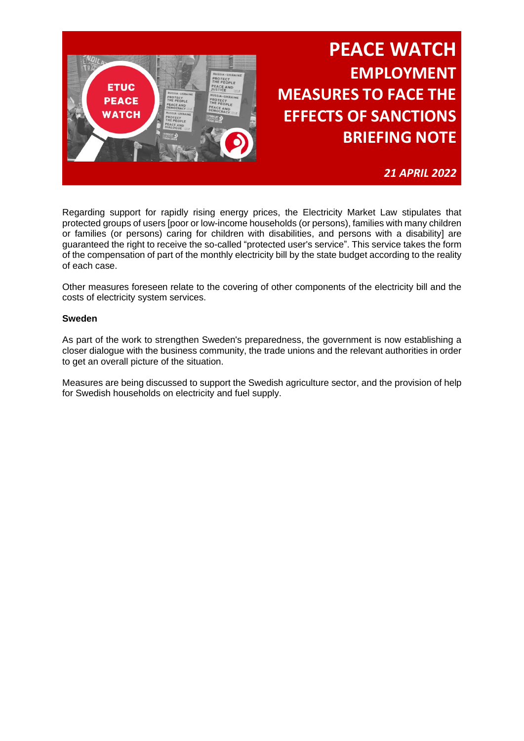# PEACE WATCH
## EMPLOYMENT MEASURES TO FACE THE EFFECTS OF SANCTIONS BRIEFING NOTE

*21 APRIL 2022*

Regarding support for rapidly rising energy prices, the Electricity Market Law stipulates that protected groups of users [poor or low-income households (or persons), families with many children or families (or persons) caring for children with disabilities, and persons with a disability] are guaranteed the right to receive the so-called "protected user's service". This service takes the form of the compensation of part of the monthly electricity bill by the state budget according to the reality of each case.

Other measures foreseen relate to the covering of other components of the electricity bill and the costs of electricity system services.

**Sweden**

As part of the work to strengthen Sweden's preparedness, the government is now establishing a closer dialogue with the business community, the trade unions and the relevant authorities in order to get an overall picture of the situation.

Measures are being discussed to support the Swedish agriculture sector, and the provision of help for Swedish households on electricity and fuel supply.